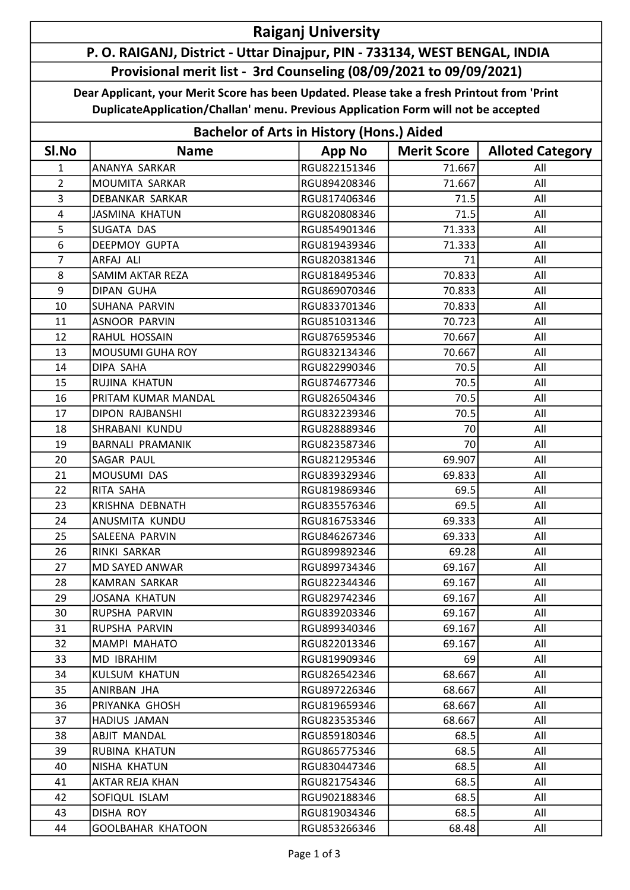# Raiganj University

## P. O. RAIGANJ, District - Uttar Dinajpur, PIN - 733134, WEST BENGAL, INDIA

### Provisional merit list - 3rd Counseling (08/09/2021 to 09/09/2021)

**Dear Applicant, your Merit Score has been Updated. Please take a fresh Printout from 'Print DuplicateApplication/Challan' menu. Previous Application Form will not be accepted**

### Bachelor of Arts in History (Hons.) Aided

| Sl.No | Name | App No | Merit Score | Alloted Category |
|---|---|---|---|---|
| 1 | ANANYA SARKAR | RGU822151346 | 71.667 | All |
| 2 | MOUMITA SARKAR | RGU894208346 | 71.667 | All |
| 3 | DEBANKAR SARKAR | RGU817406346 | 71.5 | All |
| 4 | JASMINA KHATUN | RGU820808346 | 71.5 | All |
| 5 | SUGATA DAS | RGU854901346 | 71.333 | All |
| 6 | DEEPMOY GUPTA | RGU819439346 | 71.333 | All |
| 7 | ARFAJ ALI | RGU820381346 | 71 | All |
| 8 | SAMIM AKTAR REZA | RGU818495346 | 70.833 | All |
| 9 | DIPAN GUHA | RGU869070346 | 70.833 | All |
| 10 | SUHANA PARVIN | RGU833701346 | 70.833 | All |
| 11 | ASNOOR PARVIN | RGU851031346 | 70.723 | All |
| 12 | RAHUL HOSSAIN | RGU876595346 | 70.667 | All |
| 13 | MOUSUMI GUHA ROY | RGU832134346 | 70.667 | All |
| 14 | DIPA SAHA | RGU822990346 | 70.5 | All |
| 15 | RUJINA KHATUN | RGU874677346 | 70.5 | All |
| 16 | PRITAM KUMAR MANDAL | RGU826504346 | 70.5 | All |
| 17 | DIPON RAJBANSHI | RGU832239346 | 70.5 | All |
| 18 | SHRABANI KUNDU | RGU828889346 | 70 | All |
| 19 | BARNALI PRAMANIK | RGU823587346 | 70 | All |
| 20 | SAGAR PAUL | RGU821295346 | 69.907 | All |
| 21 | MOUSUMI DAS | RGU839329346 | 69.833 | All |
| 22 | RITA SAHA | RGU819869346 | 69.5 | All |
| 23 | KRISHNA DEBNATH | RGU835576346 | 69.5 | All |
| 24 | ANUSMITA KUNDU | RGU816753346 | 69.333 | All |
| 25 | SALEENA PARVIN | RGU846267346 | 69.333 | All |
| 26 | RINKI SARKAR | RGU899892346 | 69.28 | All |
| 27 | MD SAYED ANWAR | RGU899734346 | 69.167 | All |
| 28 | KAMRAN SARKAR | RGU822344346 | 69.167 | All |
| 29 | JOSANA KHATUN | RGU829742346 | 69.167 | All |
| 30 | RUPSHA PARVIN | RGU839203346 | 69.167 | All |
| 31 | RUPSHA PARVIN | RGU899340346 | 69.167 | All |
| 32 | MAMPI MAHATO | RGU822013346 | 69.167 | All |
| 33 | MD IBRAHIM | RGU819909346 | 69 | All |
| 34 | KULSUM KHATUN | RGU826542346 | 68.667 | All |
| 35 | ANIRBAN JHA | RGU897226346 | 68.667 | All |
| 36 | PRIYANKA GHOSH | RGU819659346 | 68.667 | All |
| 37 | HADIUS JAMAN | RGU823535346 | 68.667 | All |
| 38 | ABJIT MANDAL | RGU859180346 | 68.5 | All |
| 39 | RUBINA KHATUN | RGU865775346 | 68.5 | All |
| 40 | NISHA KHATUN | RGU830447346 | 68.5 | All |
| 41 | AKTAR REJA KHAN | RGU821754346 | 68.5 | All |
| 42 | SOFIQUL ISLAM | RGU902188346 | 68.5 | All |
| 43 | DISHA ROY | RGU819034346 | 68.5 | All |
| 44 | GOOLBAHAR KHATOON | RGU853266346 | 68.48 | All |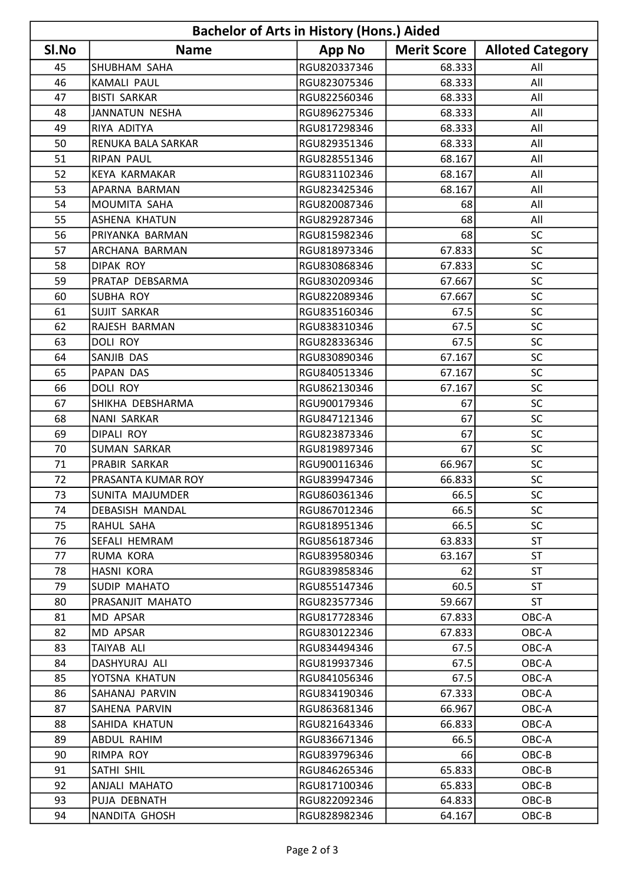| Bachelor of Arts in History (Hons.) Aided | | | | |
|---|---|---|---|---|
| Sl.No | Name | App No | Merit Score | Alloted Category |
| 45 | SHUBHAM SAHA | RGU820337346 | 68.333 | All |
| 46 | KAMALI PAUL | RGU823075346 | 68.333 | All |
| 47 | BISTI SARKAR | RGU822560346 | 68.333 | All |
| 48 | JANNATUN NESHA | RGU896275346 | 68.333 | All |
| 49 | RIYA ADITYA | RGU817298346 | 68.333 | All |
| 50 | RENUKA BALA SARKAR | RGU829351346 | 68.333 | All |
| 51 | RIPAN PAUL | RGU828551346 | 68.167 | All |
| 52 | KEYA KARMAKAR | RGU831102346 | 68.167 | All |
| 53 | APARNA BARMAN | RGU823425346 | 68.167 | All |
| 54 | MOUMITA SAHA | RGU820087346 | 68 | All |
| 55 | ASHENA KHATUN | RGU829287346 | 68 | All |
| 56 | PRIYANKA BARMAN | RGU815982346 | 68 | SC |
| 57 | ARCHANA BARMAN | RGU818973346 | 67.833 | SC |
| 58 | DIPAK ROY | RGU830868346 | 67.833 | SC |
| 59 | PRATAP DEBSARMA | RGU830209346 | 67.667 | SC |
| 60 | SUBHA ROY | RGU822089346 | 67.667 | SC |
| 61 | SUJIT SARKAR | RGU835160346 | 67.5 | SC |
| 62 | RAJESH BARMAN | RGU838310346 | 67.5 | SC |
| 63 | DOLI ROY | RGU828336346 | 67.5 | SC |
| 64 | SANJIB DAS | RGU830890346 | 67.167 | SC |
| 65 | PAPAN DAS | RGU840513346 | 67.167 | SC |
| 66 | DOLI ROY | RGU862130346 | 67.167 | SC |
| 67 | SHIKHA DEBSHARMA | RGU900179346 | 67 | SC |
| 68 | NANI SARKAR | RGU847121346 | 67 | SC |
| 69 | DIPALI ROY | RGU823873346 | 67 | SC |
| 70 | SUMAN SARKAR | RGU819897346 | 67 | SC |
| 71 | PRABIR SARKAR | RGU900116346 | 66.967 | SC |
| 72 | PRASANTA KUMAR ROY | RGU839947346 | 66.833 | SC |
| 73 | SUNITA MAJUMDER | RGU860361346 | 66.5 | SC |
| 74 | DEBASISH MANDAL | RGU867012346 | 66.5 | SC |
| 75 | RAHUL SAHA | RGU818951346 | 66.5 | SC |
| 76 | SEFALI HEMRAM | RGU856187346 | 63.833 | ST |
| 77 | RUMA KORA | RGU839580346 | 63.167 | ST |
| 78 | HASNI KORA | RGU839858346 | 62 | ST |
| 79 | SUDIP MAHATO | RGU855147346 | 60.5 | ST |
| 80 | PRASANJIT MAHATO | RGU823577346 | 59.667 | ST |
| 81 | MD APSAR | RGU817728346 | 67.833 | OBC-A |
| 82 | MD APSAR | RGU830122346 | 67.833 | OBC-A |
| 83 | TAIYAB ALI | RGU834494346 | 67.5 | OBC-A |
| 84 | DASHYURAJ ALI | RGU819937346 | 67.5 | OBC-A |
| 85 | YOTSNA KHATUN | RGU841056346 | 67.5 | OBC-A |
| 86 | SAHANAJ PARVIN | RGU834190346 | 67.333 | OBC-A |
| 87 | SAHENA PARVIN | RGU863681346 | 66.967 | OBC-A |
| 88 | SAHIDA KHATUN | RGU821643346 | 66.833 | OBC-A |
| 89 | ABDUL RAHIM | RGU836671346 | 66.5 | OBC-A |
| 90 | RIMPA ROY | RGU839796346 | 66 | OBC-B |
| 91 | SATHI SHIL | RGU846265346 | 65.833 | OBC-B |
| 92 | ANJALI MAHATO | RGU817100346 | 65.833 | OBC-B |
| 93 | PUJA DEBNATH | RGU822092346 | 64.833 | OBC-B |
| 94 | NANDITA GHOSH | RGU828982346 | 64.167 | OBC-B |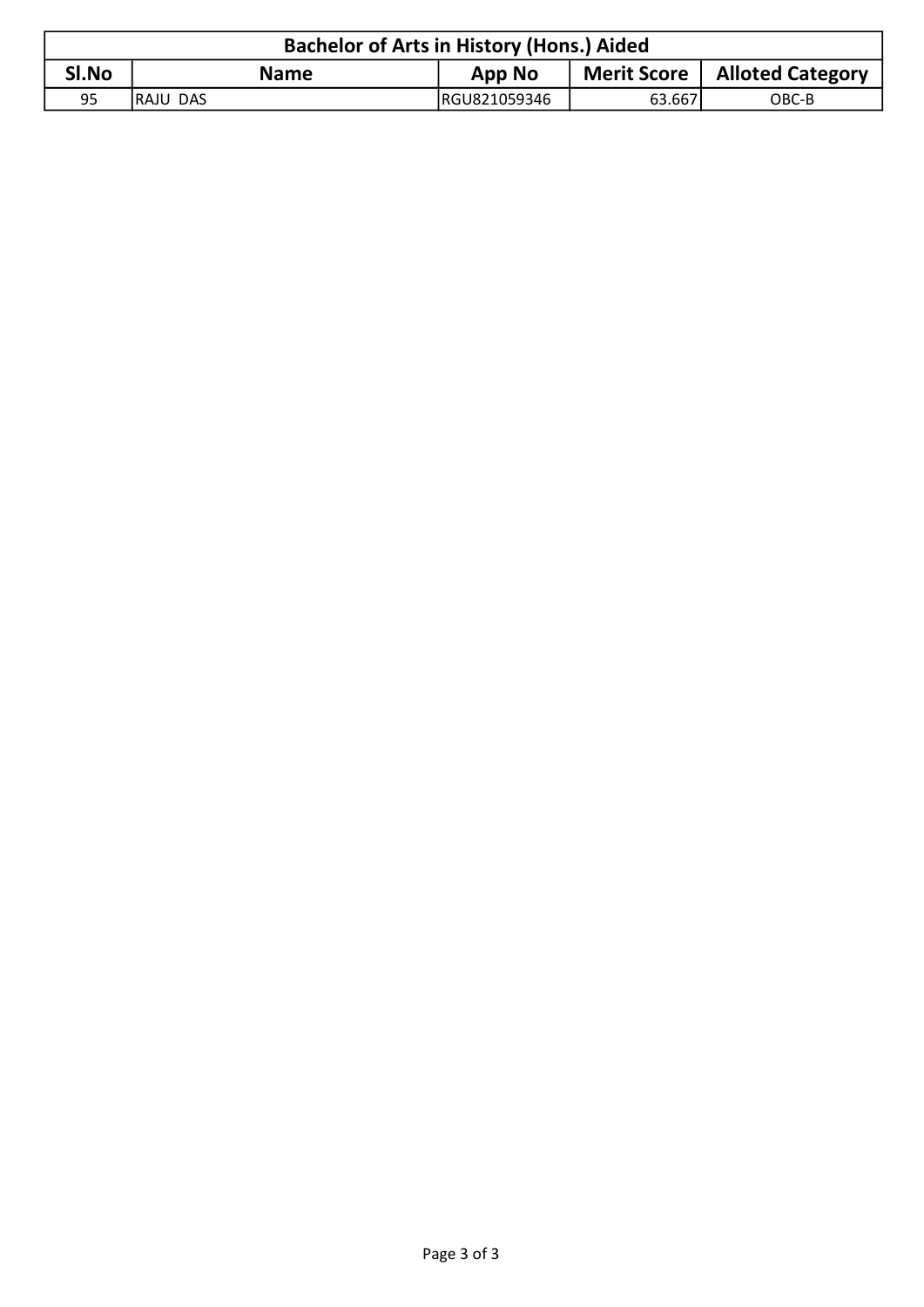| Bachelor of Arts in History (Hons.) Aided | | | | |
|---|---|---|---|---|
| Sl.No | Name | App No | Merit Score | Alloted Category |
| 95 | RAJU DAS | RGU821059346 | 63.667 | OBC-B |